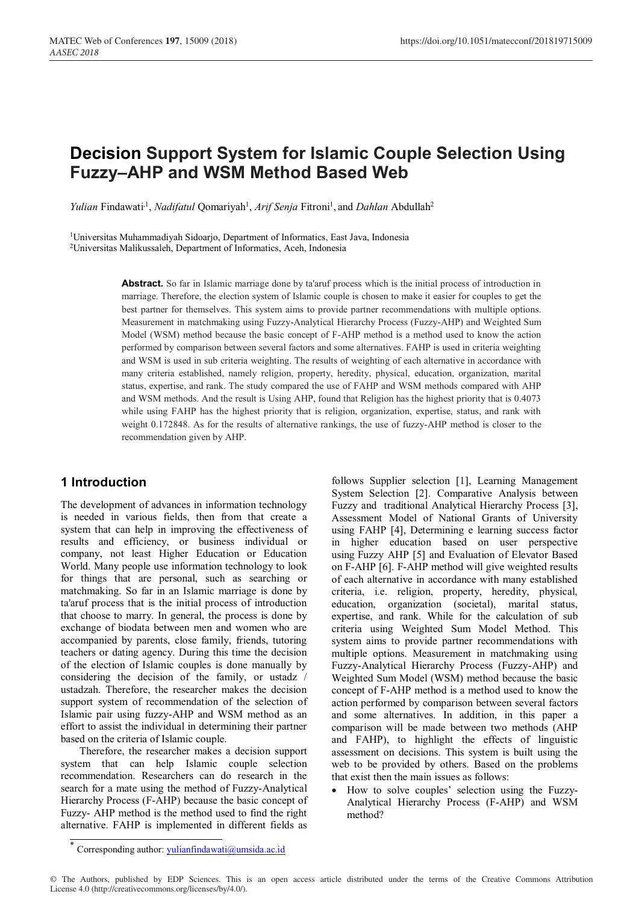# Decision Support System for Islamic Couple Selection Using Fuzzy–AHP and WSM Method Based Web

*Yulian* Findawati[1], *Nadifatul* Qomariyah[1], *Arif Senja* Fitroni[1], and *Dahlan* Abdullah[2]

[1]Universitas Muhammadiyah Sidoarjo, Department of Informatics, East Java, Indonesia
[2]Universitas Malikussaleh, Department of Informatics, Aceh, Indonesia

**Abstract.** So far in Islamic marriage done by ta'aruf process which is the initial process of introduction in marriage. Therefore, the election system of Islamic couple is chosen to make it easier for couples to get the best partner for themselves. This system aims to provide partner recommendations with multiple options. Measurement in matchmaking using Fuzzy-Analytical Hierarchy Process (Fuzzy-AHP) and Weighted Sum Model (WSM) method because the basic concept of F-AHP method is a method used to know the action performed by comparison between several factors and some alternatives. FAHP is used in criteria weighting and WSM is used in sub criteria weighting. The results of weighting of each alternative in accordance with many criteria established, namely religion, property, heredity, physical, education, organization, marital status, expertise, and rank. The study compared the use of FAHP and WSM methods compared with AHP and WSM methods. And the result is Using AHP, found that Religion has the highest priority that is 0.4073 while using FAHP has the highest priority that is religion, organization, expertise, status, and rank with weight 0.172848. As for the results of alternative rankings, the use of fuzzy-AHP method is closer to the recommendation given by AHP.

## 1 Introduction

The development of advances in information technology is needed in various fields, then from that create a system that can help in improving the effectiveness of results and efficiency, or business individual or company, not least Higher Education or Education World. Many people use information technology to look for things that are personal, such as searching or matchmaking. So far in an Islamic marriage is done by ta'aruf process that is the initial process of introduction that choose to marry. In general, the process is done by exchange of biodata between men and women who are accompanied by parents, close family, friends, tutoring teachers or dating agency. During this time the decision of the election of Islamic couples is done manually by considering the decision of the family, or ustadz / ustadzah. Therefore, the researcher makes the decision support system of recommendation of the selection of Islamic pair using fuzzy-AHP and WSM method as an effort to assist the individual in determining their partner based on the criteria of Islamic couple.

Therefore, the researcher makes a decision support system that can help Islamic couple selection recommendation. Researchers can do research in the search for a mate using the method of Fuzzy-Analytical Hierarchy Process (F-AHP) because the basic concept of Fuzzy- AHP method is the method used to find the right alternative. FAHP is implemented in different fields as follows Supplier selection [1], Learning Management System Selection [2]. Comparative Analysis between Fuzzy and traditional Analytical Hierarchy Process [3], Assessment Model of National Grants of University using FAHP [4], Determining e learning success factor in higher education based on user perspective using Fuzzy AHP [5] and Evaluation of Elevator Based on F-AHP [6]. F-AHP method will give weighted results of each alternative in accordance with many established criteria, i.e. religion, property, heredity, physical, education, organization (societal), marital status, expertise, and rank. While for the calculation of sub criteria using Weighted Sum Model Method. This system aims to provide partner recommendations with multiple options. Measurement in matchmaking using Fuzzy-Analytical Hierarchy Process (Fuzzy-AHP) and Weighted Sum Model (WSM) method because the basic concept of F-AHP method is a method used to know the action performed by comparison between several factors and some alternatives. In addition, in this paper a comparison will be made between two methods (AHP and FAHP), to highlight the effects of linguistic assessment on decisions. This system is built using the web to be provided by others. Based on the problems that exist then the main issues as follows:

- How to solve couples' selection using the Fuzzy-Analytical Hierarchy Process (F-AHP) and WSM method?

* Corresponding author: yulianfindawati@umsida.ac.id

© The Authors, published by EDP Sciences. This is an open access article distributed under the terms of the Creative Commons Attribution License 4.0 (http://creativecommons.org/licenses/by/4.0/).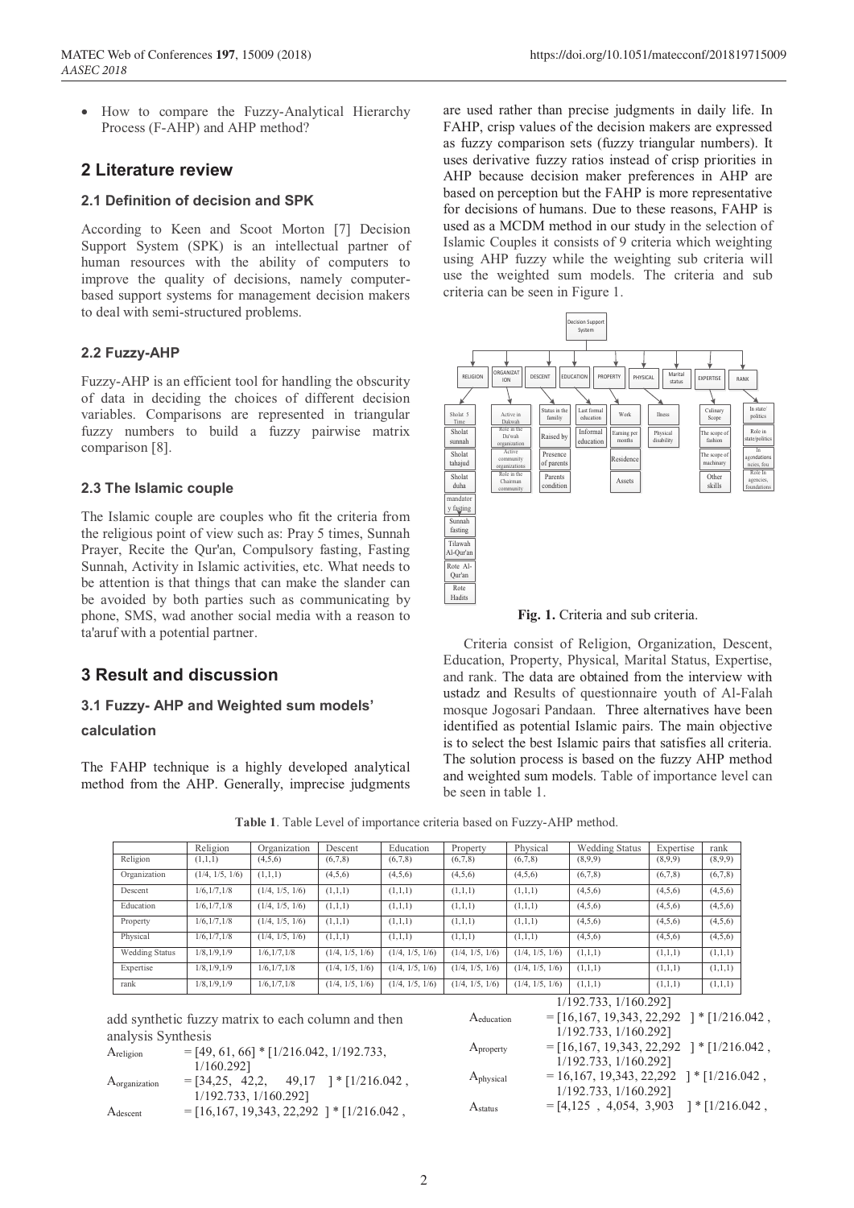- How to compare the Fuzzy-Analytical Hierarchy Process (F-AHP) and AHP method?

## 2 Literature review

### 2.1 Definition of decision and SPK

According to Keen and Scoot Morton [7] Decision Support System (SPK) is an intellectual partner of human resources with the ability of computers to improve the quality of decisions, namely computer-based support systems for management decision makers to deal with semi-structured problems.

### 2.2 Fuzzy-AHP

Fuzzy-AHP is an efficient tool for handling the obscurity of data in deciding the choices of different decision variables. Comparisons are represented in triangular fuzzy numbers to build a fuzzy pairwise matrix comparison [8].

### 2.3 The Islamic couple

The Islamic couple are couples who fit the criteria from the religious point of view such as: Pray 5 times, Sunnah Prayer, Recite the Qur'an, Compulsory fasting, Fasting Sunnah, Activity in Islamic activities, etc. What needs to be attention is that things that can make the slander can be avoided by both parties such as communicating by phone, SMS, wad another social media with a reason to ta'aruf with a potential partner.

## 3 Result and discussion

### 3.1 Fuzzy- AHP and Weighted sum models' calculation

The FAHP technique is a highly developed analytical method from the AHP. Generally, imprecise judgments are used rather than precise judgments in daily life. In FAHP, crisp values of the decision makers are expressed as fuzzy comparison sets (fuzzy triangular numbers). It uses derivative fuzzy ratios instead of crisp priorities in AHP because decision maker preferences in AHP are based on perception but the FAHP is more representative for decisions of humans. Due to these reasons, FAHP is used as a MCDM method in our study in the selection of Islamic Couples it consists of 9 criteria which weighting using AHP fuzzy while the weighting sub criteria will use the weighted sum models. The criteria and sub criteria can be seen in Figure 1.

Decision Support System

| RELIGION | ORGANIZATION | DESCENT | EDUCATION | PROPERTY | PHYSICAL | Marital status | EXPERTISE | RANK |
|---|---|---|---|---|---|---|---|---|
| Sholat 5 Time | Active in Dakwah | Status in the familiy | Last formal education | Work | Ilness | | Culinary Scope | In state/ politics |
| Sholat sunnah | Role in the Da'wah organization | Raised by | Informal education | Earning per months | Physical disability | | The scope of fashion | Role in state/politics |
| Sholat tahajud | Active community organizations | Presence of parents | | Residence | | | The scope of machinary | In agendations ncies, fou |
| Sholat duha | Role in the Chairman community | Parents condition | | Assets | | | Other skills | Role in agencies, foundations |
| mandatory fasting | | | | | | | | |
| Sunnah fasting | | | | | | | | |
| Tilawah Al-Qur'an | | | | | | | | |
| Rote Al-Qur'an | | | | | | | | |
| Rote Hadits | | | | | | | | |

**Fig. 1.** Criteria and sub criteria.

Criteria consist of Religion, Organization, Descent, Education, Property, Physical, Marital Status, Expertise, and rank. The data are obtained from the interview with ustadz and Results of questionnaire youth of Al-Falah mosque Jogosari Pandaan. Three alternatives have been identified as potential Islamic pairs. The main objective is to select the best Islamic pairs that satisfies all criteria. The solution process is based on the fuzzy AHP method and weighted sum models. Table of importance level can be seen in table 1.

**Table 1**. Table Level of importance criteria based on Fuzzy-AHP method.

| | Religion | Organization | Descent | Education | Property | Physical | Wedding Status | Expertise | rank |
|---|---|---|---|---|---|---|---|---|---|
| Religion | (1,1,1) | (4,5,6) | (6,7,8) | (6,7,8) | (6,7,8) | (6,7,8) | (8,9,9) | (8,9,9) | (8,9,9) |
| Organization | (1/4, 1/5, 1/6) | (1,1,1) | (4,5,6) | (4,5,6) | (4,5,6) | (4,5,6) | (6,7,8) | (6,7,8) | (6,7,8) |
| Descent | 1/6,1/7,1/8 | (1/4, 1/5, 1/6) | (1,1,1) | (1,1,1) | (1,1,1) | (1,1,1) | (4,5,6) | (4,5,6) | (4,5,6) |
| Education | 1/6,1/7,1/8 | (1/4, 1/5, 1/6) | (1,1,1) | (1,1,1) | (1,1,1) | (1,1,1) | (4,5,6) | (4,5,6) | (4,5,6) |
| Property | 1/6,1/7,1/8 | (1/4, 1/5, 1/6) | (1,1,1) | (1,1,1) | (1,1,1) | (1,1,1) | (4,5,6) | (4,5,6) | (4,5,6) |
| Physical | 1/6,1/7,1/8 | (1/4, 1/5, 1/6) | (1,1,1) | (1,1,1) | (1,1,1) | (1,1,1) | (4,5,6) | (4,5,6) | (4,5,6) |
| Wedding Status | 1/8,1/9,1/9 | 1/6,1/7,1/8 | (1/4, 1/5, 1/6) | (1/4, 1/5, 1/6) | (1/4, 1/5, 1/6) | (1/4, 1/5, 1/6) | (1,1,1) | (1,1,1) | (1,1,1) |
| Expertise | 1/8,1/9,1/9 | 1/6,1/7,1/8 | (1/4, 1/5, 1/6) | (1/4, 1/5, 1/6) | (1/4, 1/5, 1/6) | (1/4, 1/5, 1/6) | (1,1,1) | (1,1,1) | (1,1,1) |
| rank | 1/8,1/9,1/9 | 1/6,1/7,1/8 | (1/4, 1/5, 1/6) | (1/4, 1/5, 1/6) | (1/4, 1/5, 1/6) | (1/4, 1/5, 1/6) | (1,1,1) | (1,1,1) | (1,1,1) |

add synthetic fuzzy matrix to each column and then analysis Synthesis

$A_{religion}$ = [49, 61, 66] * [1/216.042, 1/192.733, 1/160.292]

$A_{organization}$ = [34,25, 42,2, 49,17 ] * [1/216.042 , 1/192.733, 1/160.292]

$A_{descent}$ = [16,167, 19,343, 22,292 ] * [1/216.042 , 1/192.733, 1/160.292]

$A_{education}$ = [16,167, 19,343, 22,292 ] * [1/216.042 , 1/192.733, 1/160.292]

$A_{property}$ = [16,167, 19,343, 22,292 ] * [1/216.042 , 1/192.733, 1/160.292]

$A_{physical}$ = 16,167, 19,343, 22,292 ] * [1/216.042 , 1/192.733, 1/160.292]

$A_{status}$ = [4,125 , 4,054, 3,903 ] * [1/216.042 ,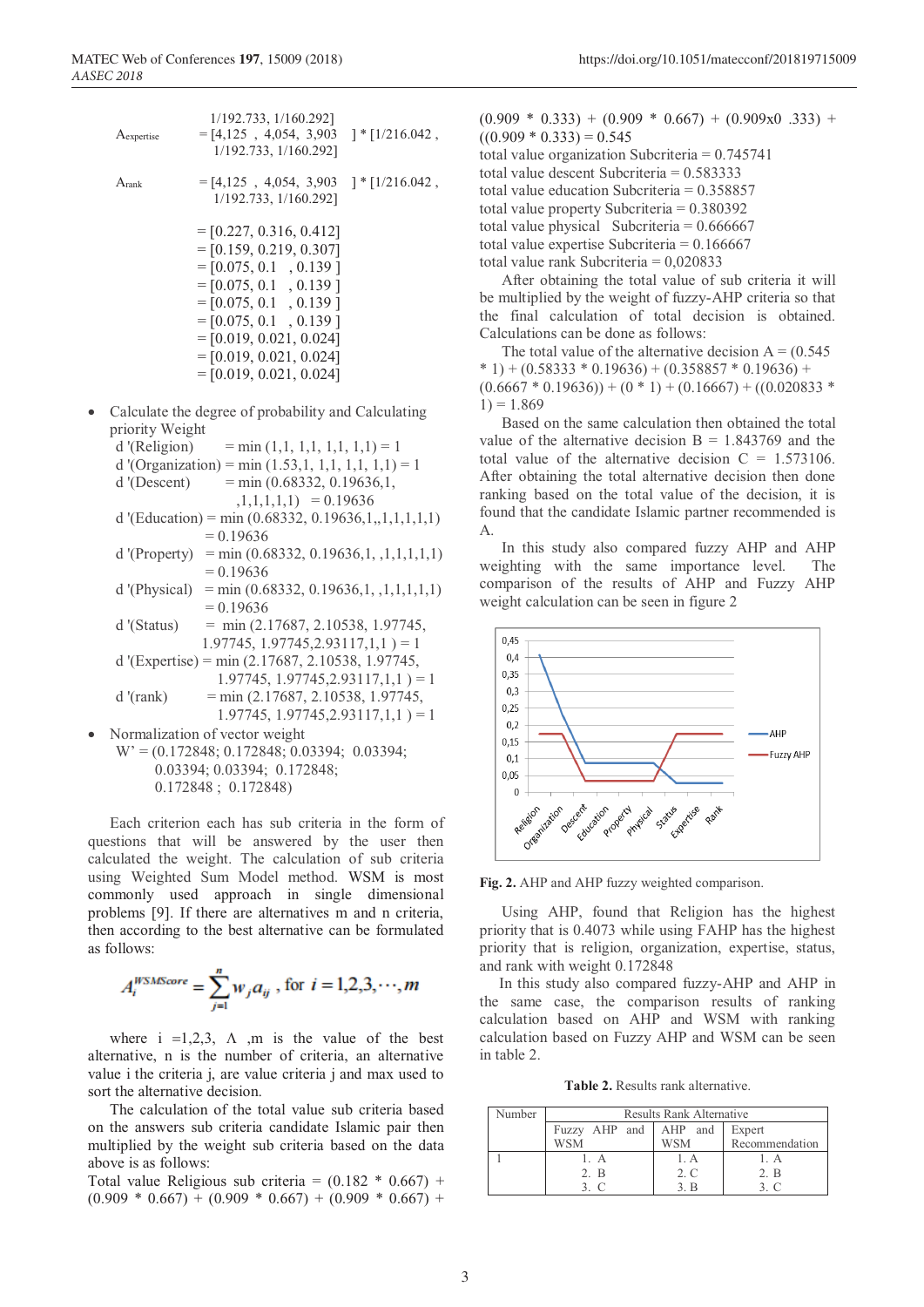$$A_{expertise} = [4{,}125\ ,\ 4{,}054,\ 3{,}903\ ] * [1/216.042\ ,\ 1/192.733,\ 1/160.292]$$

$$A_{rank} = [4{,}125\ ,\ 4{,}054,\ 3{,}903\ ] * [1/216.042\ ,\ 1/192.733,\ 1/160.292]$$

= [0.227, 0.316, 0.412]
= [0.159, 0.219, 0.307]
= [0.075, 0.1 , 0.139 ]
= [0.075, 0.1 , 0.139 ]
= [0.075, 0.1 , 0.139 ]
= [0.075, 0.1 , 0.139 ]
= [0.019, 0.021, 0.024]
= [0.019, 0.021, 0.024]
= [0.019, 0.021, 0.024]

- Calculate the degree of probability and Calculating priority Weight
  d '(Religion) = min (1,1, 1,1, 1,1, 1,1) = 1
  d '(Organization) = min (1.53,1, 1,1, 1,1, 1,1) = 1
  d '(Descent) = min (0.68332, 0.19636,1, ,1,1,1,1,1) = 0.19636
  d '(Education) = min (0.68332, 0.19636,1,,1,1,1,1,1) = 0.19636
  d '(Property) = min (0.68332, 0.19636,1, ,1,1,1,1,1) = 0.19636
  d '(Physical) = min (0.68332, 0.19636,1, ,1,1,1,1,1) = 0.19636
  d '(Status) = min (2.17687, 2.10538, 1.97745, 1.97745, 1.97745,2.93117,1,1 ) = 1
  d '(Expertise) = min (2.17687, 2.10538, 1.97745, 1.97745, 1.97745,2.93117,1,1 ) = 1
  d '(rank) = min (2.17687, 2.10538, 1.97745, 1.97745, 1.97745,2.93117,1,1 ) = 1
- Normalization of vector weight
  W' = (0.172848; 0.172848; 0.03394; 0.03394; 0.03394; 0.03394; 0.172848; 0.172848 ; 0.172848)

Each criterion each has sub criteria in the form of questions that will be answered by the user then calculated the weight. The calculation of sub criteria using Weighted Sum Model method. WSM is most commonly used approach in single dimensional problems [9]. If there are alternatives m and n criteria, then according to the best alternative can be formulated as follows:

$$A_i^{WSMScore} = \sum_{j=1}^{n} w_j a_{ij}\ ,\ \text{for}\ i = 1,2,3,\cdots,m$$

where i =1,2,3, Λ ,m is the value of the best alternative, n is the number of criteria, an alternative value i the criteria j, are value criteria j and max used to sort the alternative decision.

The calculation of the total value sub criteria based on the answers sub criteria candidate Islamic pair then multiplied by the weight sub criteria based on the data above is as follows:

Total value Religious sub criteria = (0.182 * 0.667) + (0.909 * 0.667) + (0.909 * 0.667) + (0.909 * 0.667) + (0.909 * 0.333) + (0.909 * 0.667) + (0.909x0 .333) + ((0.909 * 0.333) = 0.545
total value organization Subcriteria = 0.745741
total value descent Subcriteria = 0.583333
total value education Subcriteria = 0.358857
total value property Subcriteria = 0.380392
total value physical Subcriteria = 0.666667
total value expertise Subcriteria = 0.166667
total value rank Subcriteria = 0,020833

After obtaining the total value of sub criteria it will be multiplied by the weight of fuzzy-AHP criteria so that the final calculation of total decision is obtained. Calculations can be done as follows:

The total value of the alternative decision A = (0.545 * 1) + (0.58333 * 0.19636) + (0.358857 * 0.19636) + (0.6667 * 0.19636)) + (0* 1) + (0.16667) + ((0.020833 * 1) = 1.869

Based on the same calculation then obtained the total value of the alternative decision B = 1.843769 and the total value of the alternative decision C = 1.573106. After obtaining the total alternative decision then done ranking based on the total value of the decision, it is found that the candidate Islamic partner recommended is A.

In this study also compared fuzzy AHP and AHP weighting with the same importance level. The comparison of the results of AHP and Fuzzy AHP weight calculation can be seen in figure 2

**Fig. 2.** AHP and AHP fuzzy weighted comparison.

Using AHP, found that Religion has the highest priority that is 0.4073 while using FAHP has the highest priority that is religion, organization, expertise, status, and rank with weight 0.172848

In this study also compared fuzzy-AHP and AHP in the same case, the comparison results of ranking calculation based on AHP and WSM with ranking calculation based on Fuzzy AHP and WSM can be seen in table 2.

**Table 2.** Results rank alternative.

| Number | Results Rank Alternative | | |
|---|---|---|---|
| | Fuzzy AHP and WSM | AHP and WSM | Expert Recommendation |
| 1 | 1. A<br>2. B<br>3. C | 1. A<br>2. C<br>3. B | 1. A<br>2. B<br>3. C |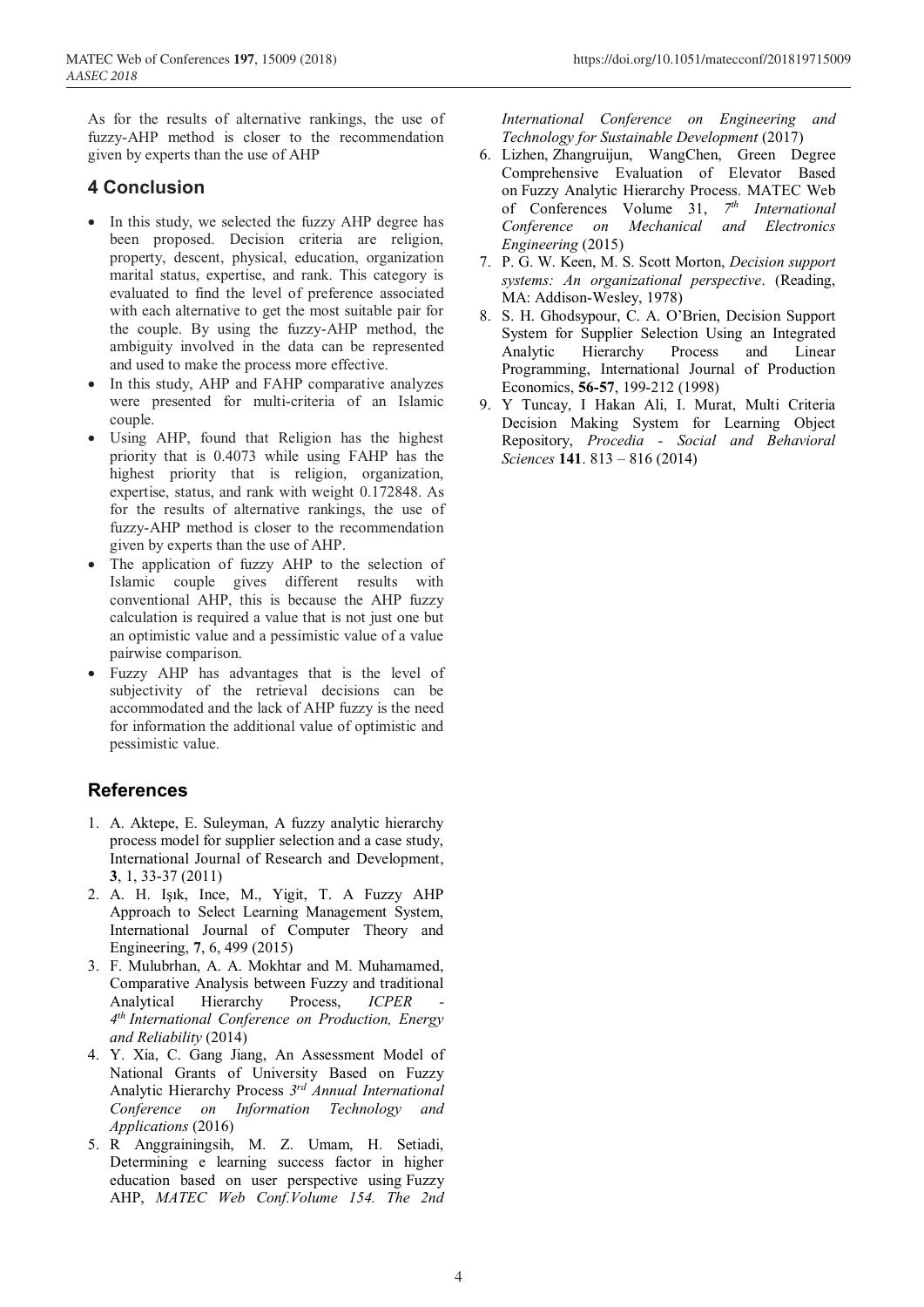As for the results of alternative rankings, the use of fuzzy-AHP method is closer to the recommendation given by experts than the use of AHP

## 4 Conclusion

- In this study, we selected the fuzzy AHP degree has been proposed. Decision criteria are religion, property, descent, physical, education, organization marital status, expertise, and rank. This category is evaluated to find the level of preference associated with each alternative to get the most suitable pair for the couple. By using the fuzzy-AHP method, the ambiguity involved in the data can be represented and used to make the process more effective.
- In this study, AHP and FAHP comparative analyzes were presented for multi-criteria of an Islamic couple.
- Using AHP, found that Religion has the highest priority that is 0.4073 while using FAHP has the highest priority that is religion, organization, expertise, status, and rank with weight 0.172848. As for the results of alternative rankings, the use of fuzzy-AHP method is closer to the recommendation given by experts than the use of AHP.
- The application of fuzzy AHP to the selection of Islamic couple gives different results with conventional AHP, this is because the AHP fuzzy calculation is required a value that is not just one but an optimistic value and a pessimistic value of a value pairwise comparison.
- Fuzzy AHP has advantages that is the level of subjectivity of the retrieval decisions can be accommodated and the lack of AHP fuzzy is the need for information the additional value of optimistic and pessimistic value.

## References

1. A. Aktepe, E. Suleyman, A fuzzy analytic hierarchy process model for supplier selection and a case study, International Journal of Research and Development, **3**, 1, 33-37 (2011)
2. A. H. Işık, Ince, M., Yigit, T. A Fuzzy AHP Approach to Select Learning Management System, International Journal of Computer Theory and Engineering, **7**, 6, 499 (2015)
3. F. Mulubrhan, A. A. Mokhtar and M. Muhamamed, Comparative Analysis between Fuzzy and traditional Analytical Hierarchy Process, *ICPER - 4th International Conference on Production, Energy and Reliability* (2014)
4. Y. Xia, C. Gang Jiang, An Assessment Model of National Grants of University Based on Fuzzy Analytic Hierarchy Process *3rd Annual International Conference on Information Technology and Applications* (2016)
5. R Anggrainingsih, M. Z. Umam, H. Setiadi, Determining e learning success factor in higher education based on user perspective using Fuzzy AHP, *MATEC Web Conf.Volume 154. The 2nd International Conference on Engineering and Technology for Sustainable Development* (2017)
6. Lizhen, Zhangruijun, WangChen, Green Degree Comprehensive Evaluation of Elevator Based on Fuzzy Analytic Hierarchy Process. MATEC Web of Conferences Volume 31, *7th International Conference on Mechanical and Electronics Engineering* (2015)
7. P. G. W. Keen, M. S. Scott Morton, *Decision support systems: An organizational perspective*. (Reading, MA: Addison-Wesley, 1978)
8. S. H. Ghodsypour, C. A. O'Brien, Decision Support System for Supplier Selection Using an Integrated Analytic Hierarchy Process and Linear Programming, International Journal of Production Economics, **56-57**, 199-212 (1998)
9. Y Tuncay, I Hakan Ali, I. Murat, Multi Criteria Decision Making System for Learning Object Repository, *Procedia - Social and Behavioral Sciences* **141**. 813 – 816 (2014)